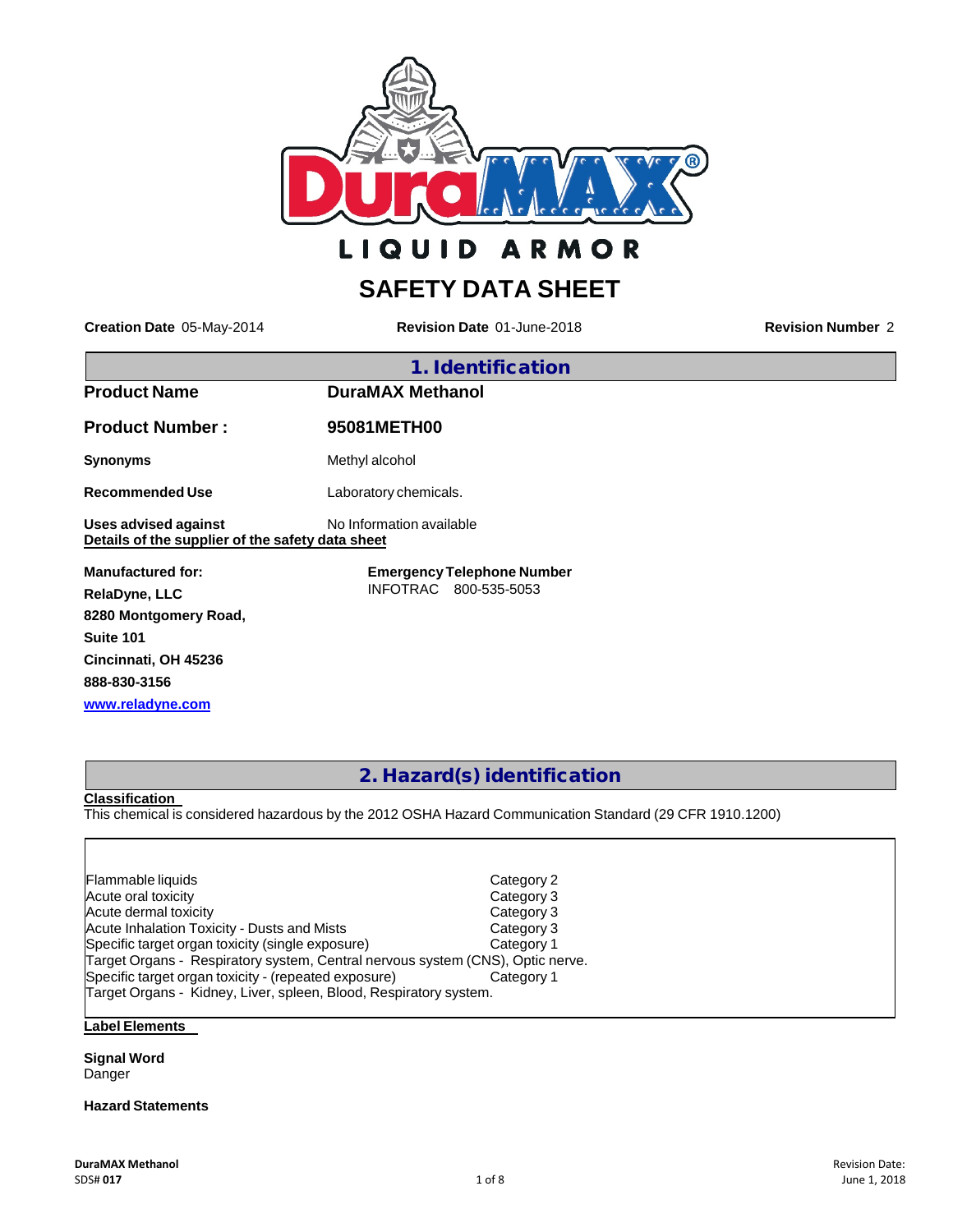DuraMAX LIQUID ARMOR

# SAFETY DATA SHEET

**Creation Date** 05-May-2014 **Revision Date** 01-June-2018 **Revision Number** 2

## 1. Identification

| | |
|---|---|
| **Product Name** | **DuraMAX Methanol** |
| **Product Number :** | **95081METH00** |
| **Synonyms** | Methyl alcohol |
| **Recommended Use** | Laboratory chemicals. |
| **Uses advised against** | No Information available |

**Details of the supplier of the safety data sheet**

**Manufactured for:**
**RelaDyne, LLC**
**8280 Montgomery Road,**
**Suite 101**
**Cincinnati, OH 45236**
**888-830-3156**
**www.reladyne.com**

**Emergency Telephone Number**
INFOTRAC 800-535-5053

## 2. Hazard(s) identification

**Classification**
This chemical is considered hazardous by the 2012 OSHA Hazard Communication Standard (29 CFR 1910.1200)

| | |
|---|---|
| Flammable liquids | Category 2 |
| Acute oral toxicity | Category 3 |
| Acute dermal toxicity | Category 3 |
| Acute Inhalation Toxicity - Dusts and Mists | Category 3 |
| Specific target organ toxicity (single exposure) | Category 1 |
| Target Organs - Respiratory system, Central nervous system (CNS), Optic nerve. | |
| Specific target organ toxicity - (repeated exposure) | Category 1 |
| Target Organs - Kidney, Liver, spleen, Blood, Respiratory system. | |

**Label Elements**

**Signal Word**
Danger

**Hazard Statements**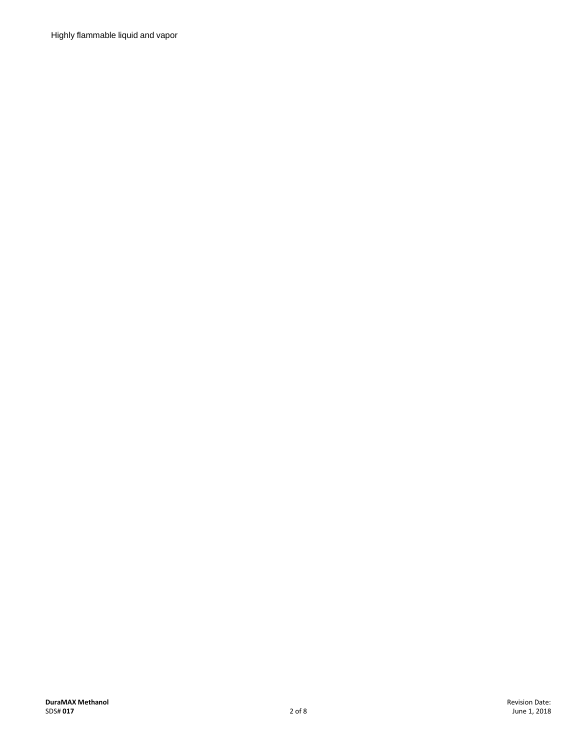Highly flammable liquid and vapor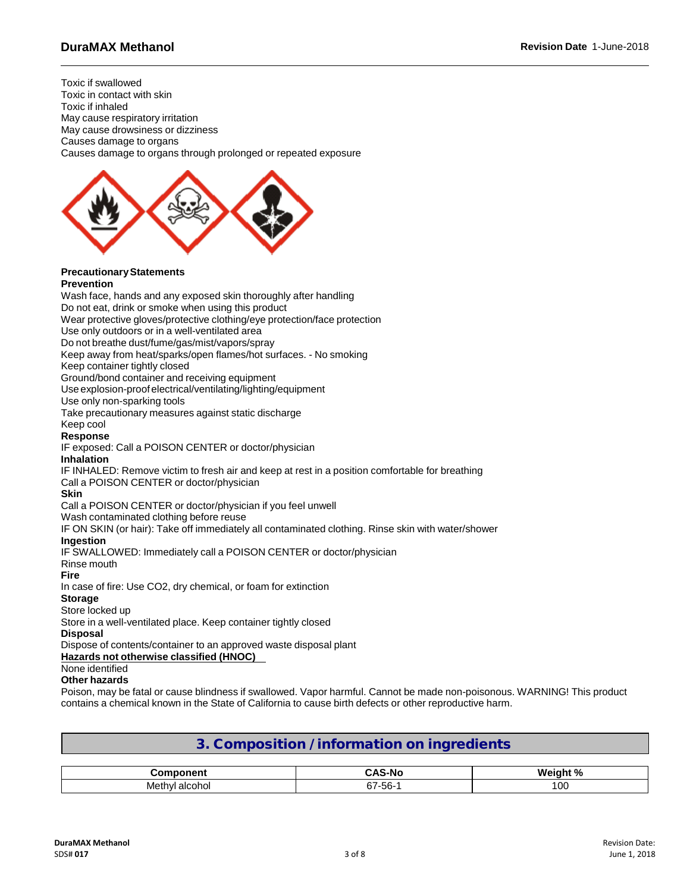Toxic if swallowed
Toxic in contact with skin
Toxic if inhaled
May cause respiratory irritation
May cause drowsiness or dizziness
Causes damage to organs
Causes damage to organs through prolonged or repeated exposure

**Precautionary Statements**
**Prevention**
Wash face, hands and any exposed skin thoroughly after handling
Do not eat, drink or smoke when using this product
Wear protective gloves/protective clothing/eye protection/face protection
Use only outdoors or in a well-ventilated area
Do not breathe dust/fume/gas/mist/vapors/spray
Keep away from heat/sparks/open flames/hot surfaces. - No smoking
Keep container tightly closed
Ground/bond container and receiving equipment
Use explosion-proof electrical/ventilating/lighting/equipment
Use only non-sparking tools
Take precautionary measures against static discharge
Keep cool
**Response**
IF exposed: Call a POISON CENTER or doctor/physician
**Inhalation**
IF INHALED: Remove victim to fresh air and keep at rest in a position comfortable for breathing
Call a POISON CENTER or doctor/physician
**Skin**
Call a POISON CENTER or doctor/physician if you feel unwell
Wash contaminated clothing before reuse
IF ON SKIN (or hair): Take off immediately all contaminated clothing. Rinse skin with water/shower
**Ingestion**
IF SWALLOWED: Immediately call a POISON CENTER or doctor/physician
Rinse mouth
**Fire**
In case of fire: Use CO2, dry chemical, or foam for extinction
**Storage**
Store locked up
Store in a well-ventilated place. Keep container tightly closed
**Disposal**
Dispose of contents/container to an approved waste disposal plant
**Hazards not otherwise classified (HNOC)**
None identified
**Other hazards**
Poison, may be fatal or cause blindness if swallowed. Vapor harmful. Cannot be made non-poisonous. WARNING! This product contains a chemical known in the State of California to cause birth defects or other reproductive harm.

## 3. Composition / information on ingredients

| Component | CAS-No | Weight % |
|---|---|---|
| Methyl alcohol | 67-56-1 | 100 |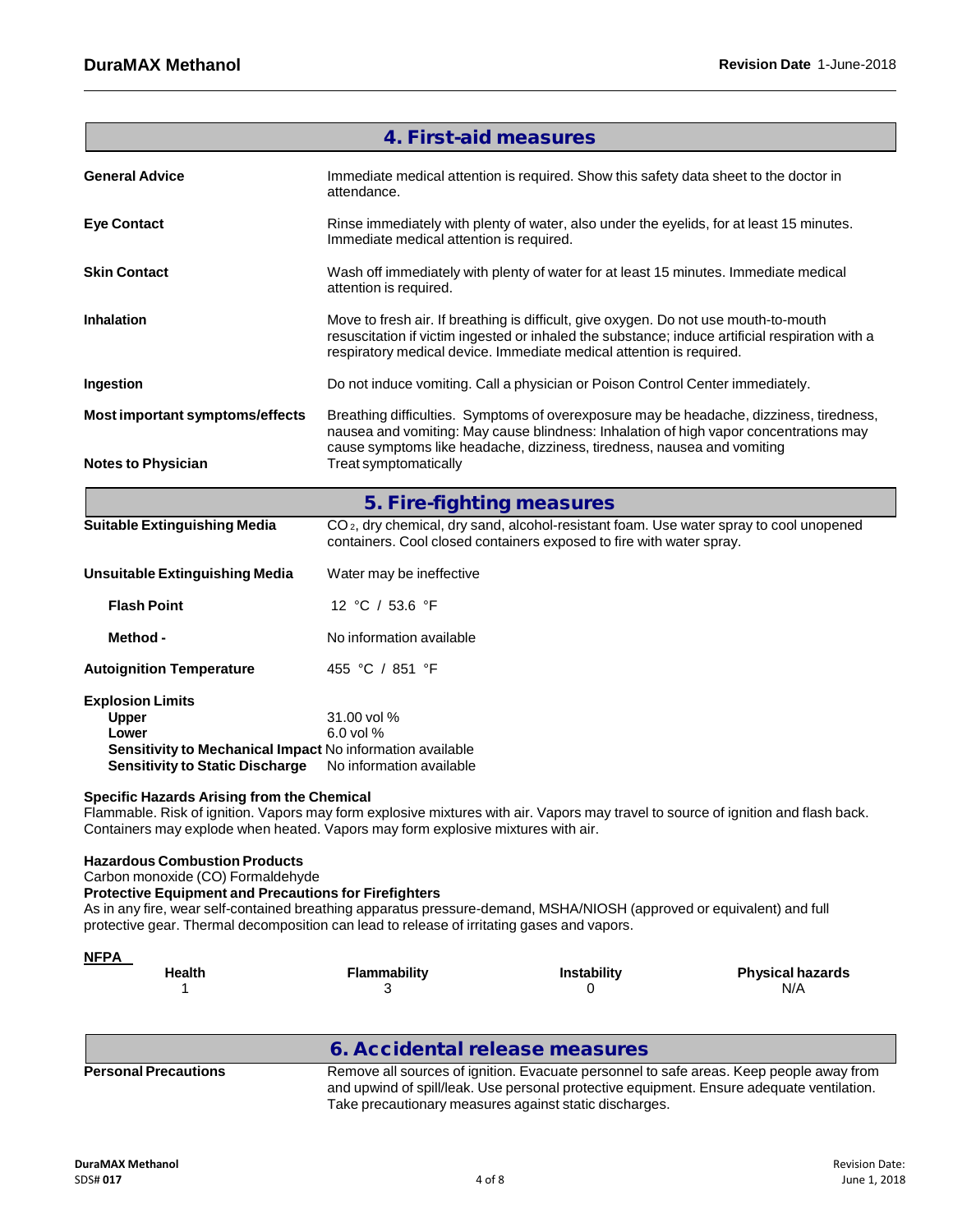## 4. First-aid measures

| | |
|---|---|
| **General Advice** | Immediate medical attention is required. Show this safety data sheet to the doctor in attendance. |
| **Eye Contact** | Rinse immediately with plenty of water, also under the eyelids, for at least 15 minutes. Immediate medical attention is required. |
| **Skin Contact** | Wash off immediately with plenty of water for at least 15 minutes. Immediate medical attention is required. |
| **Inhalation** | Move to fresh air. If breathing is difficult, give oxygen. Do not use mouth-to-mouth resuscitation if victim ingested or inhaled the substance; induce artificial respiration with a respiratory medical device. Immediate medical attention is required. |
| **Ingestion** | Do not induce vomiting. Call a physician or Poison Control Center immediately. |
| **Most important symptoms/effects** | Breathing difficulties. Symptoms of overexposure may be headache, dizziness, tiredness, nausea and vomiting: May cause blindness: Inhalation of high vapor concentrations may cause symptoms like headache, dizziness, tiredness, nausea and vomiting |
| **Notes to Physician** | Treat symptomatically |

## 5. Fire-fighting measures

| | |
|---|---|
| **Suitable Extinguishing Media** | $CO_2$, dry chemical, dry sand, alcohol-resistant foam. Use water spray to cool unopened containers. Cool closed containers exposed to fire with water spray. |
| **Unsuitable Extinguishing Media** | Water may be ineffective |
| **Flash Point** | 12 °C / 53.6 °F |
| **Method -** | No information available |
| **Autoignition Temperature** | 455 °C / 851 °F |

**Explosion Limits**

| | |
|---|---|
| **Upper** | 31.00 vol % |
| **Lower** | 6.0 vol % |
| **Sensitivity to Mechanical Impact** | No information available |
| **Sensitivity to Static Discharge** | No information available |

**Specific Hazards Arising from the Chemical**

Flammable. Risk of ignition. Vapors may form explosive mixtures with air. Vapors may travel to source of ignition and flash back. Containers may explode when heated. Vapors may form explosive mixtures with air.

**Hazardous Combustion Products**

Carbon monoxide (CO) Formaldehyde

**Protective Equipment and Precautions for Firefighters**

As in any fire, wear self-contained breathing apparatus pressure-demand, MSHA/NIOSH (approved or equivalent) and full protective gear. Thermal decomposition can lead to release of irritating gases and vapors.

**NFPA**

| Health | Flammability | Instability | Physical hazards |
|---|---|---|---|
| 1 | 3 | 0 | N/A |

## 6. Accidental release measures

| | |
|---|---|
| **Personal Precautions** | Remove all sources of ignition. Evacuate personnel to safe areas. Keep people away from and upwind of spill/leak. Use personal protective equipment. Ensure adequate ventilation. Take precautionary measures against static discharges. |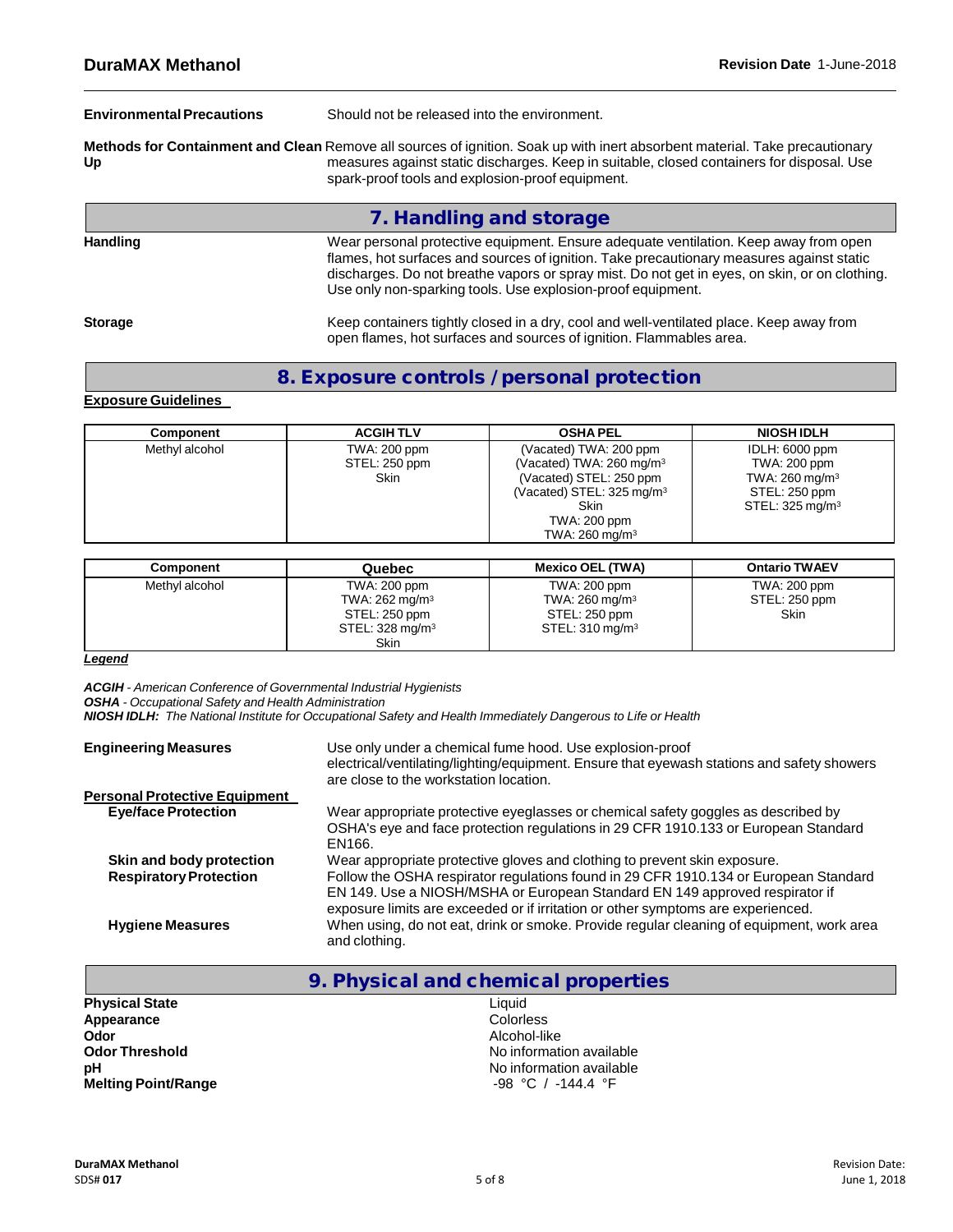**Environmental Precautions** Should not be released into the environment.

**Methods for Containment and Clean Up** Remove all sources of ignition. Soak up with inert absorbent material. Take precautionary measures against static discharges. Keep in suitable, closed containers for disposal. Use spark-proof tools and explosion-proof equipment.

## 7. Handling and storage

**Handling** Wear personal protective equipment. Ensure adequate ventilation. Keep away from open flames, hot surfaces and sources of ignition. Take precautionary measures against static discharges. Do not breathe vapors or spray mist. Do not get in eyes, on skin, or on clothing. Use only non-sparking tools. Use explosion-proof equipment.

**Storage** Keep containers tightly closed in a dry, cool and well-ventilated place. Keep away from open flames, hot surfaces and sources of ignition. Flammables area.

## 8. Exposure controls / personal protection

**Exposure Guidelines**

| Component | ACGIH TLV | OSHA PEL | NIOSH IDLH |
|---|---|---|---|
| Methyl alcohol | TWA: 200 ppm<br>STEL: 250 ppm<br>Skin | (Vacated) TWA: 200 ppm<br>(Vacated) TWA: 260 mg/m³<br>(Vacated) STEL: 250 ppm<br>(Vacated) STEL: 325 mg/m³<br>Skin<br>TWA: 200 ppm<br>TWA: 260 mg/m³ | IDLH: 6000 ppm<br>TWA: 200 ppm<br>TWA: 260 mg/m³<br>STEL: 250 ppm<br>STEL: 325 mg/m³ |

| Component | Quebec | Mexico OEL (TWA) | Ontario TWAEV |
|---|---|---|---|
| Methyl alcohol | TWA: 200 ppm<br>TWA: 262 mg/m³<br>STEL: 250 ppm<br>STEL: 328 mg/m³<br>Skin | TWA: 200 ppm<br>TWA: 260 mg/m³<br>STEL: 250 ppm<br>STEL: 310 mg/m³ | TWA: 200 ppm<br>STEL: 250 ppm<br>Skin |

***Legend***

***ACGIH*** *- American Conference of Governmental Industrial Hygienists*
***OSHA*** *- Occupational Safety and Health Administration*
***NIOSH IDLH:*** *The National Institute for Occupational Safety and Health Immediately Dangerous to Life or Health*

**Engineering Measures** Use only under a chemical fume hood. Use explosion-proof electrical/ventilating/lighting/equipment. Ensure that eyewash stations and safety showers are close to the workstation location.

**Personal Protective Equipment**

**Eye/face Protection** Wear appropriate protective eyeglasses or chemical safety goggles as described by OSHA's eye and face protection regulations in 29 CFR 1910.133 or European Standard EN166.

**Skin and body protection** Wear appropriate protective gloves and clothing to prevent skin exposure.

**Respiratory Protection** Follow the OSHA respirator regulations found in 29 CFR 1910.134 or European Standard EN 149. Use a NIOSH/MSHA or European Standard EN 149 approved respirator if exposure limits are exceeded or if irritation or other symptoms are experienced.

**Hygiene Measures** When using, do not eat, drink or smoke. Provide regular cleaning of equipment, work area and clothing.

## 9. Physical and chemical properties

**Physical State** Liquid
**Appearance** Colorless
**Odor** Alcohol-like
**Odor Threshold** No information available
**pH** No information available
**Melting Point/Range** -98 °C / -144.4 °F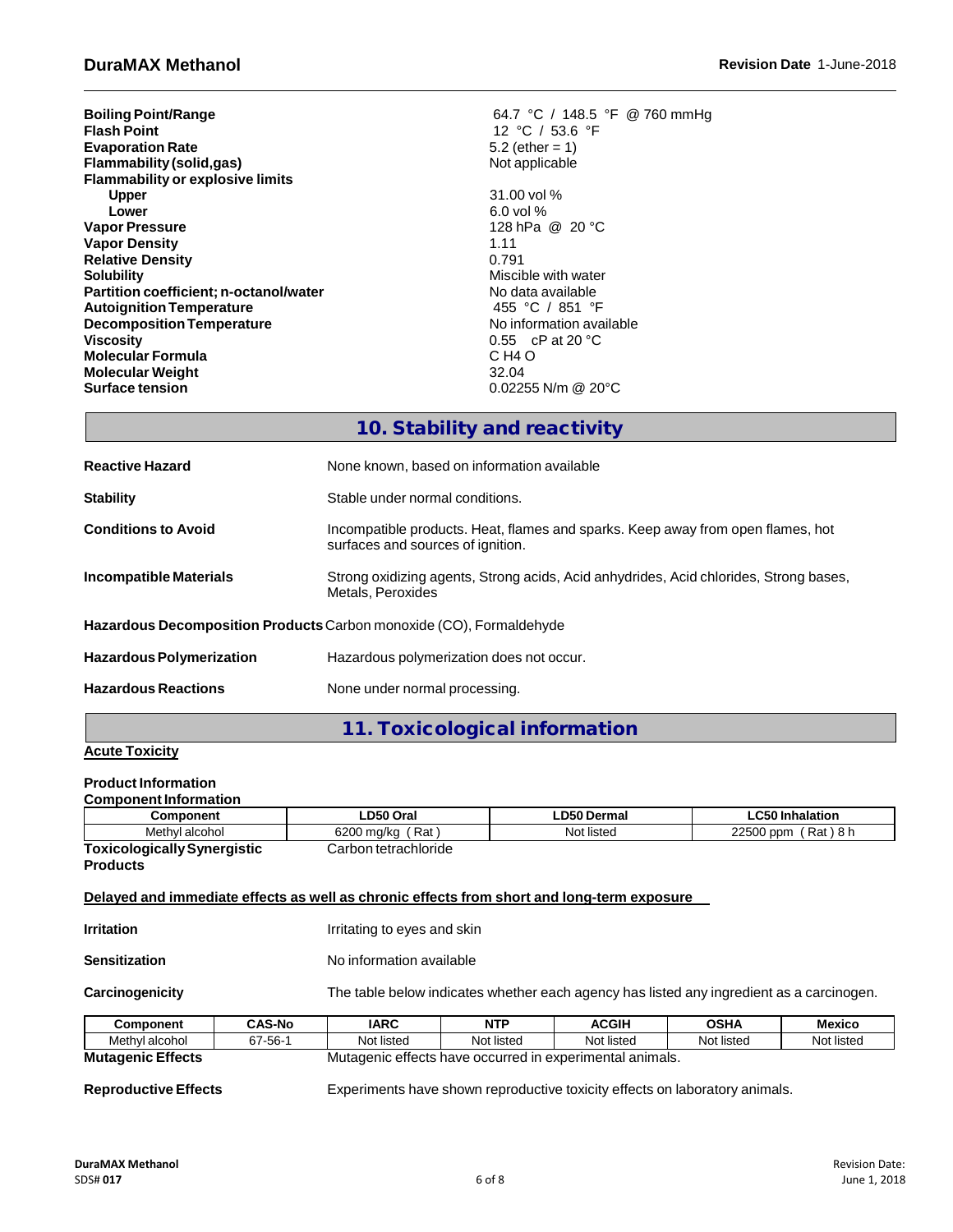| | |
|---|---|
| **Boiling Point/Range** | 64.7 °C / 148.5 °F @ 760 mmHg |
| **Flash Point** | 12 °C / 53.6 °F |
| **Evaporation Rate** | 5.2 (ether = 1) |
| **Flammability (solid,gas)** | Not applicable |
| **Flammability or explosive limits** | |
| **Upper** | 31.00 vol % |
| **Lower** | 6.0 vol % |
| **Vapor Pressure** | 128 hPa @ 20 °C |
| **Vapor Density** | 1.11 |
| **Relative Density** | 0.791 |
| **Solubility** | Miscible with water |
| **Partition coefficient; n-octanol/water** | No data available |
| **Autoignition Temperature** | 455 °C / 851 °F |
| **Decomposition Temperature** | No information available |
| **Viscosity** | 0.55 cP at 20 °C |
| **Molecular Formula** | $CH_4O$ |
| **Molecular Weight** | 32.04 |
| **Surface tension** | 0.02255 N/m @ 20°C |

## 10. Stability and reactivity

**Reactive Hazard**: None known, based on information available

**Stability**: Stable under normal conditions.

**Conditions to Avoid**: Incompatible products. Heat, flames and sparks. Keep away from open flames, hot surfaces and sources of ignition.

**Incompatible Materials**: Strong oxidizing agents, Strong acids, Acid anhydrides, Acid chlorides, Strong bases, Metals, Peroxides

**Hazardous Decomposition Products**: Carbon monoxide (CO), Formaldehyde

**Hazardous Polymerization**: Hazardous polymerization does not occur.

**Hazardous Reactions**: None under normal processing.

## 11. Toxicological information

**Acute Toxicity**

**Product Information**

**Component Information**

| Component | LD50 Oral | LD50 Dermal | LC50 Inhalation |
|---|---|---|---|
| Methyl alcohol | 6200 mg/kg ( Rat ) | Not listed | 22500 ppm ( Rat ) 8 h |

**Toxicologically Synergistic Products**: Carbon tetrachloride

**Delayed and immediate effects as well as chronic effects from short and long-term exposure**

**Irritation**: Irritating to eyes and skin

**Sensitization**: No information available

**Carcinogenicity**: The table below indicates whether each agency has listed any ingredient as a carcinogen.

| Component | CAS-No | IARC | NTP | ACGIH | OSHA | Mexico |
|---|---|---|---|---|---|---|
| Methyl alcohol | 67-56-1 | Not listed | Not listed | Not listed | Not listed | Not listed |

**Mutagenic Effects**: Mutagenic effects have occurred in experimental animals.

**Reproductive Effects**: Experiments have shown reproductive toxicity effects on laboratory animals.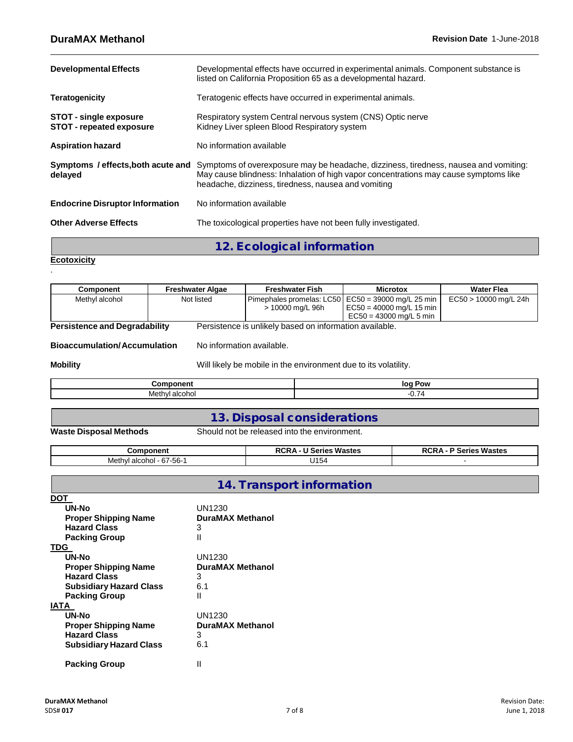| | |
|---|---|
| **Developmental Effects** | Developmental effects have occurred in experimental animals. Component substance is listed on California Proposition 65 as a developmental hazard. |
| **Teratogenicity** | Teratogenic effects have occurred in experimental animals. |
| **STOT - single exposure** | Respiratory system Central nervous system (CNS) Optic nerve |
| **STOT - repeated exposure** | Kidney Liver spleen Blood Respiratory system |
| **Aspiration hazard** | No information available |
| **Symptoms / effects,both acute and delayed** | Symptoms of overexposure may be headache, dizziness, tiredness, nausea and vomiting: May cause blindness: Inhalation of high vapor concentrations may cause symptoms like headache, dizziness, tiredness, nausea and vomiting |
| **Endocrine Disruptor Information** | No information available |
| **Other Adverse Effects** | The toxicological properties have not been fully investigated. |

## 12. Ecological information

**Ecotoxicity**

.

| Component | Freshwater Algae | Freshwater Fish | Microtox | Water Flea |
|---|---|---|---|---|
| Methyl alcohol | Not listed | Pimephales promelas: LC50 > 10000 mg/L 96h | EC50 = 39000 mg/L 25 min<br>EC50 = 40000 mg/L 15 min<br>EC50 = 43000 mg/L 5 min | EC50 > 10000 mg/L 24h |

**Persistence and Degradability** Persistence is unlikely based on information available.

**Bioaccumulation/ Accumulation** No information available.

**Mobility** Will likely be mobile in the environment due to its volatility.

| Component | log Pow |
|---|---|
| Methyl alcohol | -0.74 |

## 13. Disposal considerations

**Waste Disposal Methods** Should not be released into the environment.

| Component | RCRA - U Series Wastes | RCRA - P Series Wastes |
|---|---|---|
| Methyl alcohol - 67-56-1 | U154 | - |

## 14. Transport information

**DOT**

| | |
|---|---|
| **UN-No** | UN1230 |
| **Proper Shipping Name** | **DuraMAX Methanol** |
| **Hazard Class** | 3 |
| **Packing Group** | II |

**TDG**

| | |
|---|---|
| **UN-No** | UN1230 |
| **Proper Shipping Name** | **DuraMAX Methanol** |
| **Hazard Class** | 3 |
| **Subsidiary Hazard Class** | 6.1 |
| **Packing Group** | II |

**IATA**

| | |
|---|---|
| **UN-No** | UN1230 |
| **Proper Shipping Name** | **DuraMAX Methanol** |
| **Hazard Class** | 3 |
| **Subsidiary Hazard Class** | 6.1 |
| **Packing Group** | II |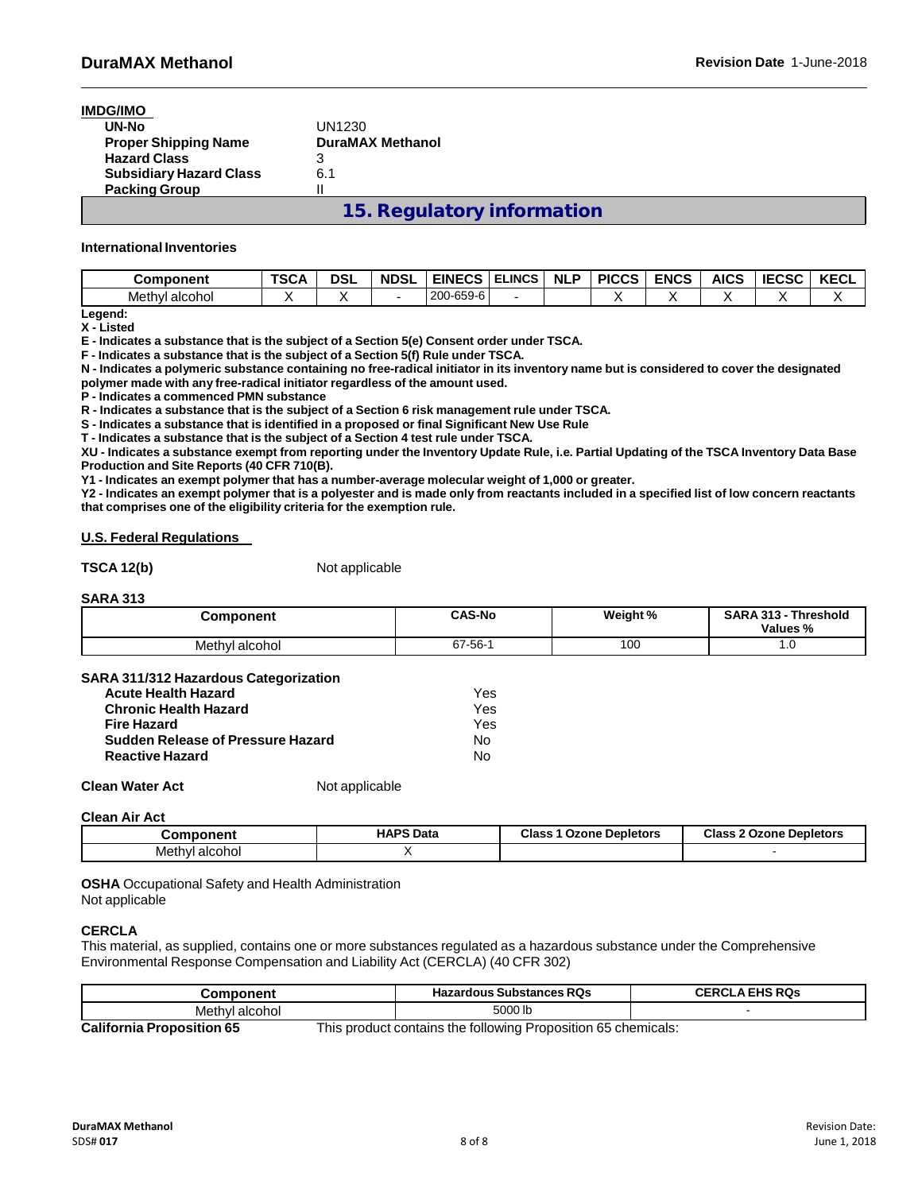**IMDG/IMO**

| | |
|---|---|
| **UN-No** | UN1230 |
| **Proper Shipping Name** | **DuraMAX Methanol** |
| **Hazard Class** | 3 |
| **Subsidiary Hazard Class** | 6.1 |
| **Packing Group** | II |

## 15. Regulatory information

**International Inventories**

| Component | TSCA | DSL | NDSL | EINECS | ELINCS | NLP | PICCS | ENCS | AICS | IECSC | KECL |
|---|---|---|---|---|---|---|---|---|---|---|---|
| Methyl alcohol | X | X | - | 200-659-6 | - | | X | X | X | X | X |

**Legend:**
**X - Listed**
**E - Indicates a substance that is the subject of a Section 5(e) Consent order under TSCA.**
**F - Indicates a substance that is the subject of a Section 5(f) Rule under TSCA.**
**N - Indicates a polymeric substance containing no free-radical initiator in its inventory name but is considered to cover the designated polymer made with any free-radical initiator regardless of the amount used.**
**P - Indicates a commenced PMN substance**
**R - Indicates a substance that is the subject of a Section 6 risk management rule under TSCA.**
**S - Indicates a substance that is identified in a proposed or final Significant New Use Rule**
**T - Indicates a substance that is the subject of a Section 4 test rule under TSCA.**
**XU - Indicates a substance exempt from reporting under the Inventory Update Rule, i.e. Partial Updating of the TSCA Inventory Data Base Production and Site Reports (40 CFR 710(B).**
**Y1 - Indicates an exempt polymer that has a number-average molecular weight of 1,000 or greater.**
**Y2 - Indicates an exempt polymer that is a polyester and is made only from reactants included in a specified list of low concern reactants that comprises one of the eligibility criteria for the exemption rule.**

**U.S. Federal Regulations**

**TSCA 12(b)** Not applicable

**SARA 313**

| Component | CAS-No | Weight % | SARA 313 - Threshold Values % |
|---|---|---|---|
| Methyl alcohol | 67-56-1 | 100 | 1.0 |

**SARA 311/312 Hazardous Categorization**

| | |
|---|---|
| **Acute Health Hazard** | Yes |
| **Chronic Health Hazard** | Yes |
| **Fire Hazard** | Yes |
| **Sudden Release of Pressure Hazard** | No |
| **Reactive Hazard** | No |

**Clean Water Act** Not applicable

**Clean Air Act**

| Component | HAPS Data | Class 1 Ozone Depletors | Class 2 Ozone Depletors |
|---|---|---|---|
| Methyl alcohol | X | | - |

**OSHA** Occupational Safety and Health Administration
Not applicable

**CERCLA**
This material, as supplied, contains one or more substances regulated as a hazardous substance under the Comprehensive Environmental Response Compensation and Liability Act (CERCLA) (40 CFR 302)

| Component | Hazardous Substances RQs | CERCLA EHS RQs |
|---|---|---|
| Methyl alcohol | 5000 lb | - |

**California Proposition 65** This product contains the following Proposition 65 chemicals: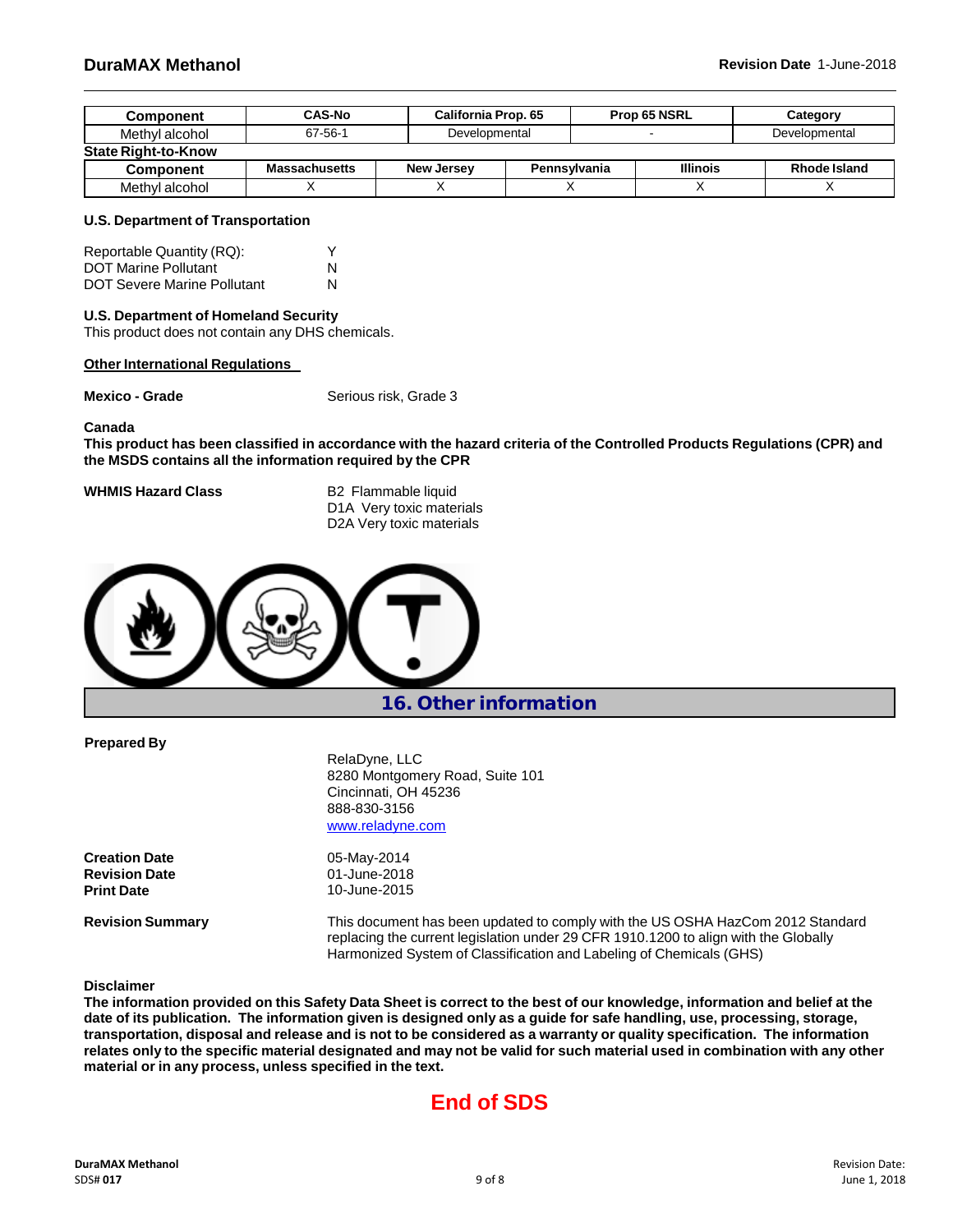| Component | CAS-No | California Prop. 65 | Prop 65 NSRL | Category |
|---|---|---|---|---|
| Methyl alcohol | 67-56-1 | Developmental | - | Developmental |

**State Right-to-Know**

| Component | Massachusetts | New Jersey | Pennsylvania | Illinois | Rhode Island |
|---|---|---|---|---|---|
| Methyl alcohol | X | X | X | X | X |

**U.S. Department of Transportation**

Reportable Quantity (RQ): Y
DOT Marine Pollutant N
DOT Severe Marine Pollutant N

**U.S. Department of Homeland Security**
This product does not contain any DHS chemicals.

**Other International Regulations**

**Mexico - Grade** Serious risk, Grade 3

**Canada**
**This product has been classified in accordance with the hazard criteria of the Controlled Products Regulations (CPR) and the MSDS contains all the information required by the CPR**

**WHMIS Hazard Class**
B2 Flammable liquid
D1A Very toxic materials
D2A Very toxic materials

## 16. Other information

**Prepared By**

RelaDyne, LLC
8280 Montgomery Road, Suite 101
Cincinnati, OH 45236
888-830-3156
www.reladyne.com

**Creation Date** 05-May-2014
**Revision Date** 01-June-2018
**Print Date** 10-June-2015

**Revision Summary** This document has been updated to comply with the US OSHA HazCom 2012 Standard replacing the current legislation under 29 CFR 1910.1200 to align with the Globally Harmonized System of Classification and Labeling of Chemicals (GHS)

**Disclaimer**
**The information provided on this Safety Data Sheet is correct to the best of our knowledge, information and belief at the date of its publication. The information given is designed only as a guide for safe handling, use, processing, storage, transportation, disposal and release and is not to be considered as a warranty or quality specification. The information relates only to the specific material designated and may not be valid for such material used in combination with any other material or in any process, unless specified in the text.**

**End of SDS**